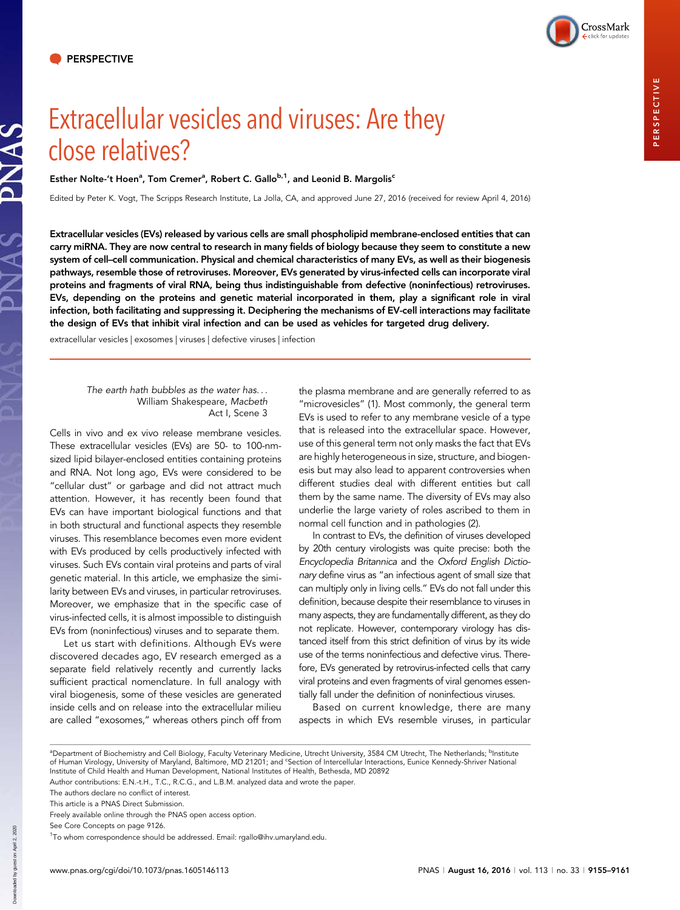PERSPECTIVE

# Extracellular vesicles and viruses: Are they close relatives?

Esther Nolte-'t Hoen[a], Tom Cremer[a], Robert C. Gallo[b,1], and Leonid B. Margolis[c]

Edited by Peter K. Vogt, The Scripps Research Institute, La Jolla, CA, and approved June 27, 2016 (received for review April 4, 2016)

**Extracellular vesicles (EVs) released by various cells are small phospholipid membrane-enclosed entities that can carry miRNA. They are now central to research in many fields of biology because they seem to constitute a new system of cell–cell communication. Physical and chemical characteristics of many EVs, as well as their biogenesis pathways, resemble those of retroviruses. Moreover, EVs generated by virus-infected cells can incorporate viral proteins and fragments of viral RNA, being thus indistinguishable from defective (noninfectious) retroviruses. EVs, depending on the proteins and genetic material incorporated in them, play a significant role in viral infection, both facilitating and suppressing it. Deciphering the mechanisms of EV-cell interactions may facilitate the design of EVs that inhibit viral infection and can be used as vehicles for targeted drug delivery.**

extracellular vesicles | exosomes | viruses | defective viruses | infection

*The earth hath bubbles as the water has. . .*
William Shakespeare, *Macbeth*
Act I, Scene 3

Cells in vivo and ex vivo release membrane vesicles. These extracellular vesicles (EVs) are 50- to 100-nm-sized lipid bilayer-enclosed entities containing proteins and RNA. Not long ago, EVs were considered to be "cellular dust" or garbage and did not attract much attention. However, it has recently been found that EVs can have important biological functions and that in both structural and functional aspects they resemble viruses. This resemblance becomes even more evident with EVs produced by cells productively infected with viruses. Such EVs contain viral proteins and parts of viral genetic material. In this article, we emphasize the similarity between EVs and viruses, in particular retroviruses. Moreover, we emphasize that in the specific case of virus-infected cells, it is almost impossible to distinguish EVs from (noninfectious) viruses and to separate them.

Let us start with definitions. Although EVs were discovered decades ago, EV research emerged as a separate field relatively recently and currently lacks sufficient practical nomenclature. In full analogy with viral biogenesis, some of these vesicles are generated inside cells and on release into the extracellular milieu are called "exosomes," whereas others pinch off from the plasma membrane and are generally referred to as "microvesicles" (1). Most commonly, the general term EVs is used to refer to any membrane vesicle of a type that is released into the extracellular space. However, use of this general term not only masks the fact that EVs are highly heterogeneous in size, structure, and biogenesis but may also lead to apparent controversies when different studies deal with different entities but call them by the same name. The diversity of EVs may also underlie the large variety of roles ascribed to them in normal cell function and in pathologies (2).

In contrast to EVs, the definition of viruses developed by 20th century virologists was quite precise: both the *Encyclopedia Britannica* and the *Oxford English Dictionary* define virus as "an infectious agent of small size that can multiply only in living cells." EVs do not fall under this definition, because despite their resemblance to viruses in many aspects, they are fundamentally different, as they do not replicate. However, contemporary virology has distanced itself from this strict definition of virus by its wide use of the terms noninfectious and defective virus. Therefore, EVs generated by retrovirus-infected cells that carry viral proteins and even fragments of viral genomes essentially fall under the definition of noninfectious viruses.

Based on current knowledge, there are many aspects in which EVs resemble viruses, in particular

[a]Department of Biochemistry and Cell Biology, Faculty Veterinary Medicine, Utrecht University, 3584 CM Utrecht, The Netherlands; [b]Institute of Human Virology, University of Maryland, Baltimore, MD 21201; and [c]Section of Intercellular Interactions, Eunice Kennedy-Shriver National Institute of Child Health and Human Development, National Institutes of Health, Bethesda, MD 20892

Author contributions: E.N.-t.H., T.C., R.C.G., and L.B.M. analyzed data and wrote the paper.

The authors declare no conflict of interest.

This article is a PNAS Direct Submission.

Freely available online through the PNAS open access option.

See Core Concepts on page 9126.

[1]To whom correspondence should be addressed. Email: rgallo@ihv.umaryland.edu.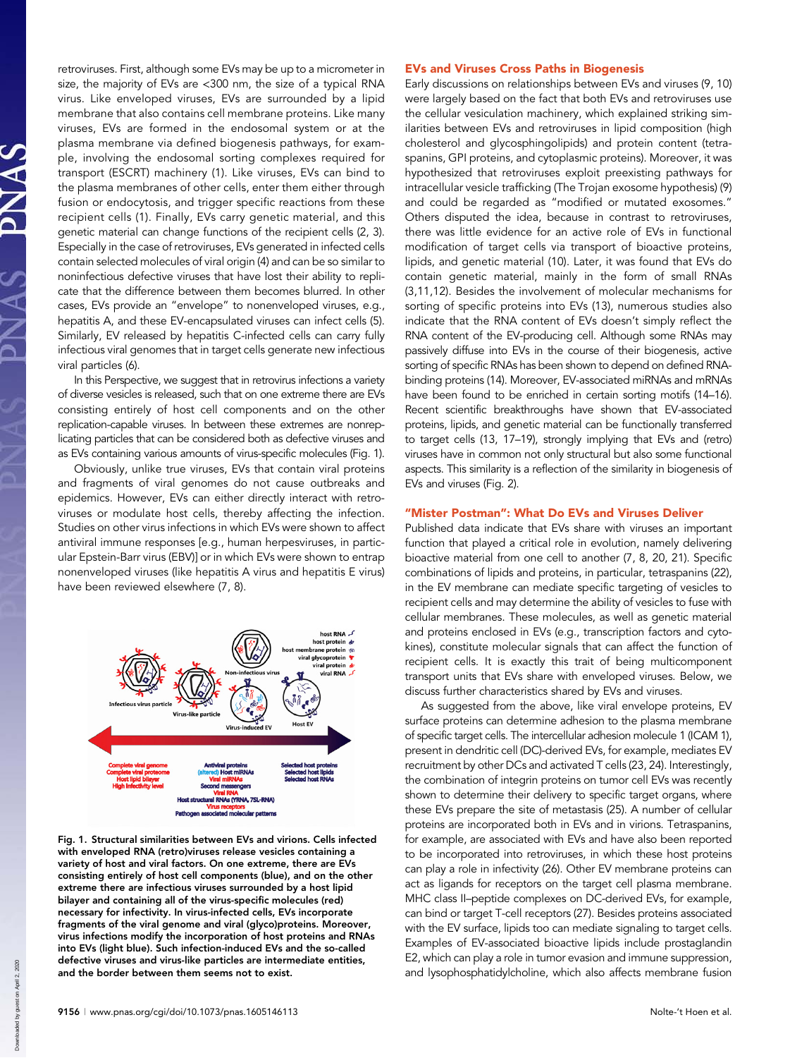retroviruses. First, although some EVs may be up to a micrometer in size, the majority of EVs are <300 nm, the size of a typical RNA virus. Like enveloped viruses, EVs are surrounded by a lipid membrane that also contains cell membrane proteins. Like many viruses, EVs are formed in the endosomal system or at the plasma membrane via defined biogenesis pathways, for example, involving the endosomal sorting complexes required for transport (ESCRT) machinery (1). Like viruses, EVs can bind to the plasma membranes of other cells, enter them either through fusion or endocytosis, and trigger specific reactions from these recipient cells (1). Finally, EVs carry genetic material, and this genetic material can change functions of the recipient cells (2, 3). Especially in the case of retroviruses, EVs generated in infected cells contain selected molecules of viral origin (4) and can be so similar to noninfectious defective viruses that have lost their ability to replicate that the difference between them becomes blurred. In other cases, EVs provide an "envelope" to nonenveloped viruses, e.g., hepatitis A, and these EV-encapsulated viruses can infect cells (5). Similarly, EV released by hepatitis C-infected cells can carry fully infectious viral genomes that in target cells generate new infectious viral particles (6).

In this Perspective, we suggest that in retrovirus infections a variety of diverse vesicles is released, such that on one extreme there are EVs consisting entirely of host cell components and on the other replication-capable viruses. In between these extremes are nonreplicating particles that can be considered both as defective viruses and as EVs containing various amounts of virus-specific molecules (Fig. 1).

Obviously, unlike true viruses, EVs that contain viral proteins and fragments of viral genomes do not cause outbreaks and epidemics. However, EVs can either directly interact with retroviruses or modulate host cells, thereby affecting the infection. Studies on other virus infections in which EVs were shown to affect antiviral immune responses [e.g., human herpesviruses, in particular Epstein-Barr virus (EBV)] or in which EVs were shown to entrap nonenveloped viruses (like hepatitis A virus and hepatitis E virus) have been reviewed elsewhere (7, 8).

host RNA
host protein
host membrane protein
viral glycoprotein
viral protein
viral RNA
Infectious virus particle
Virus-like particle
Non-infectious virus
Virus-induced EV
Host EV
Complete viral genome
Complete viral proteome
Host lipid bilayer
High infectivity level
Antiviral proteins
(altered) Host miRNAs
Viral miRNAs
Second messengers
Viral RNA
Host structural RNAs (YRNA, 7SL-RNA)
Virus receptors
Pathogen associated molecular patterns
Selected host proteins
Selected host lipids
Selected host RNAs

**Fig. 1. Structural similarities between EVs and virions. Cells infected with enveloped RNA (retro)viruses release vesicles containing a variety of host and viral factors. On one extreme, there are EVs consisting entirely of host cell components (blue), and on the other extreme there are infectious viruses surrounded by a host lipid bilayer and containing all of the virus-specific molecules (red) necessary for infectivity. In virus-infected cells, EVs incorporate fragments of the viral genome and viral (glyco)proteins. Moreover, virus infections modify the incorporation of host proteins and RNAs into EVs (light blue). Such infection-induced EVs and the so-called defective viruses and virus-like particles are intermediate entities, and the border between them seems not to exist.**

## EVs and Viruses Cross Paths in Biogenesis

Early discussions on relationships between EVs and viruses (9, 10) were largely based on the fact that both EVs and retroviruses use the cellular vesiculation machinery, which explained striking similarities between EVs and retroviruses in lipid composition (high cholesterol and glycosphingolipids) and protein content (tetraspanins, GPI proteins, and cytoplasmic proteins). Moreover, it was hypothesized that retroviruses exploit preexisting pathways for intracellular vesicle trafficking (The Trojan exosome hypothesis) (9) and could be regarded as "modified or mutated exosomes." Others disputed the idea, because in contrast to retroviruses, there was little evidence for an active role of EVs in functional modification of target cells via transport of bioactive proteins, lipids, and genetic material (10). Later, it was found that EVs do contain genetic material, mainly in the form of small RNAs (3,11,12). Besides the involvement of molecular mechanisms for sorting of specific proteins into EVs (13), numerous studies also indicate that the RNA content of EVs doesn't simply reflect the RNA content of the EV-producing cell. Although some RNAs may passively diffuse into EVs in the course of their biogenesis, active sorting of specific RNAs has been shown to depend on defined RNA-binding proteins (14). Moreover, EV-associated miRNAs and mRNAs have been found to be enriched in certain sorting motifs (14–16). Recent scientific breakthroughs have shown that EV-associated proteins, lipids, and genetic material can be functionally transferred to target cells (13, 17–19), strongly implying that EVs and (retro) viruses have in common not only structural but also some functional aspects. This similarity is a reflection of the similarity in biogenesis of EVs and viruses (Fig. 2).

## "Mister Postman": What Do EVs and Viruses Deliver

Published data indicate that EVs share with viruses an important function that played a critical role in evolution, namely delivering bioactive material from one cell to another (7, 8, 20, 21). Specific combinations of lipids and proteins, in particular, tetraspanins (22), in the EV membrane can mediate specific targeting of vesicles to recipient cells and may determine the ability of vesicles to fuse with cellular membranes. These molecules, as well as genetic material and proteins enclosed in EVs (e.g., transcription factors and cytokines), constitute molecular signals that can affect the function of recipient cells. It is exactly this trait of being multicomponent transport units that EVs share with enveloped viruses. Below, we discuss further characteristics shared by EVs and viruses.

As suggested from the above, like viral envelope proteins, EV surface proteins can determine adhesion to the plasma membrane of specific target cells. The intercellular adhesion molecule 1 (ICAM 1), present in dendritic cell (DC)-derived EVs, for example, mediates EV recruitment by other DCs and activated T cells (23, 24). Interestingly, the combination of integrin proteins on tumor cell EVs was recently shown to determine their delivery to specific target organs, where these EVs prepare the site of metastasis (25). A number of cellular proteins are incorporated both in EVs and in virions. Tetraspanins, for example, are associated with EVs and have also been reported to be incorporated into retroviruses, in which these host proteins can play a role in infectivity (26). Other EV membrane proteins can act as ligands for receptors on the target cell plasma membrane. MHC class II–peptide complexes on DC-derived EVs, for example, can bind or target T-cell receptors (27). Besides proteins associated with the EV surface, lipids too can mediate signaling to target cells. Examples of EV-associated bioactive lipids include prostaglandin E2, which can play a role in tumor evasion and immune suppression, and lysophosphatidylcholine, which also affects membrane fusion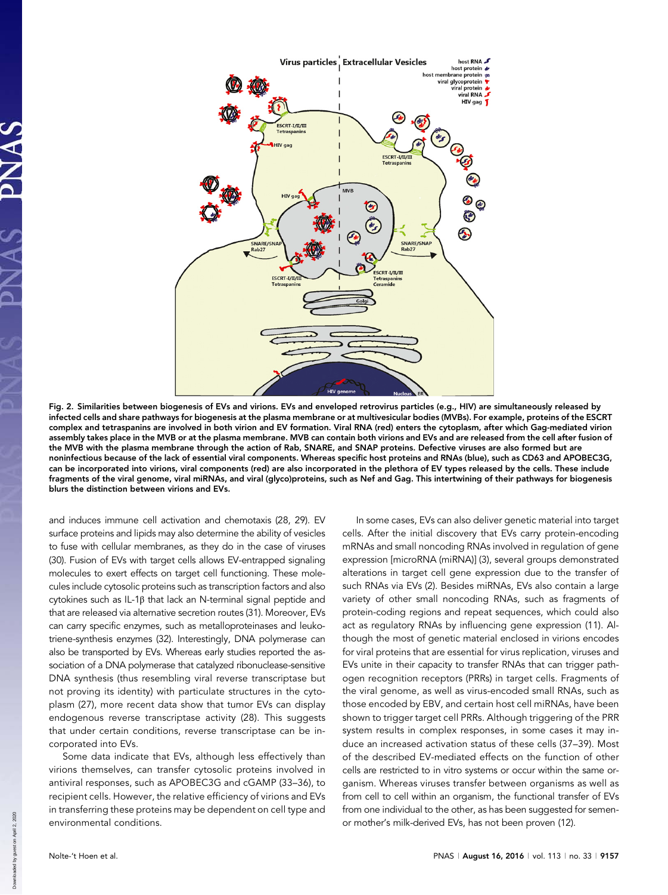Fig. 2. Similarities between biogenesis of EVs and virions. EVs and enveloped retrovirus particles (e.g., HIV) are simultaneously released by infected cells and share pathways for biogenesis at the plasma membrane or at multivesicular bodies (MVBs). For example, proteins of the ESCRT complex and tetraspanins are involved in both virion and EV formation. Viral RNA (red) enters the cytoplasm, after which Gag-mediated virion assembly takes place in the MVB or at the plasma membrane. MVB can contain both virions and EVs and are released from the cell after fusion of the MVB with the plasma membrane through the action of Rab, SNARE, and SNAP proteins. Defective viruses are also formed but are noninfectious because of the lack of essential viral components. Whereas specific host proteins and RNAs (blue), such as CD63 and APOBEC3G, can be incorporated into virions, viral components (red) are also incorporated in the plethora of EV types released by the cells. These include fragments of the viral genome, viral miRNAs, and viral (glyco)proteins, such as Nef and Gag. This intertwining of their pathways for biogenesis blurs the distinction between virions and EVs.

and induces immune cell activation and chemotaxis (28, 29). EV surface proteins and lipids may also determine the ability of vesicles to fuse with cellular membranes, as they do in the case of viruses (30). Fusion of EVs with target cells allows EV-entrapped signaling molecules to exert effects on target cell functioning. These molecules include cytosolic proteins such as transcription factors and also cytokines such as IL-1β that lack an N-terminal signal peptide and that are released via alternative secretion routes (31). Moreover, EVs can carry specific enzymes, such as metalloproteinases and leukotriene-synthesis enzymes (32). Interestingly, DNA polymerase can also be transported by EVs. Whereas early studies reported the association of a DNA polymerase that catalyzed ribonuclease-sensitive DNA synthesis (thus resembling viral reverse transcriptase but not proving its identity) with particulate structures in the cytoplasm (27), more recent data show that tumor EVs can display endogenous reverse transcriptase activity (28). This suggests that under certain conditions, reverse transcriptase can be incorporated into EVs.

Some data indicate that EVs, although less effectively than virions themselves, can transfer cytosolic proteins involved in antiviral responses, such as APOBEC3G and cGAMP (33–36), to recipient cells. However, the relative efficiency of virions and EVs in transferring these proteins may be dependent on cell type and environmental conditions.

In some cases, EVs can also deliver genetic material into target cells. After the initial discovery that EVs carry protein-encoding mRNAs and small noncoding RNAs involved in regulation of gene expression [microRNA (miRNA)] (3), several groups demonstrated alterations in target cell gene expression due to the transfer of such RNAs via EVs (2). Besides miRNAs, EVs also contain a large variety of other small noncoding RNAs, such as fragments of protein-coding regions and repeat sequences, which could also act as regulatory RNAs by influencing gene expression (11). Although the most of genetic material enclosed in virions encodes for viral proteins that are essential for virus replication, viruses and EVs unite in their capacity to transfer RNAs that can trigger pathogen recognition receptors (PRRs) in target cells. Fragments of the viral genome, as well as virus-encoded small RNAs, such as those encoded by EBV, and certain host cell miRNAs, have been shown to trigger target cell PRRs. Although triggering of the PRR system results in complex responses, in some cases it may induce an increased activation status of these cells (37–39). Most of the described EV-mediated effects on the function of other cells are restricted to in vitro systems or occur within the same organism. Whereas viruses transfer between organisms as well as from cell to cell within an organism, the functional transfer of EVs from one individual to the other, as has been suggested for semen- or mother's milk-derived EVs, has not been proven (12).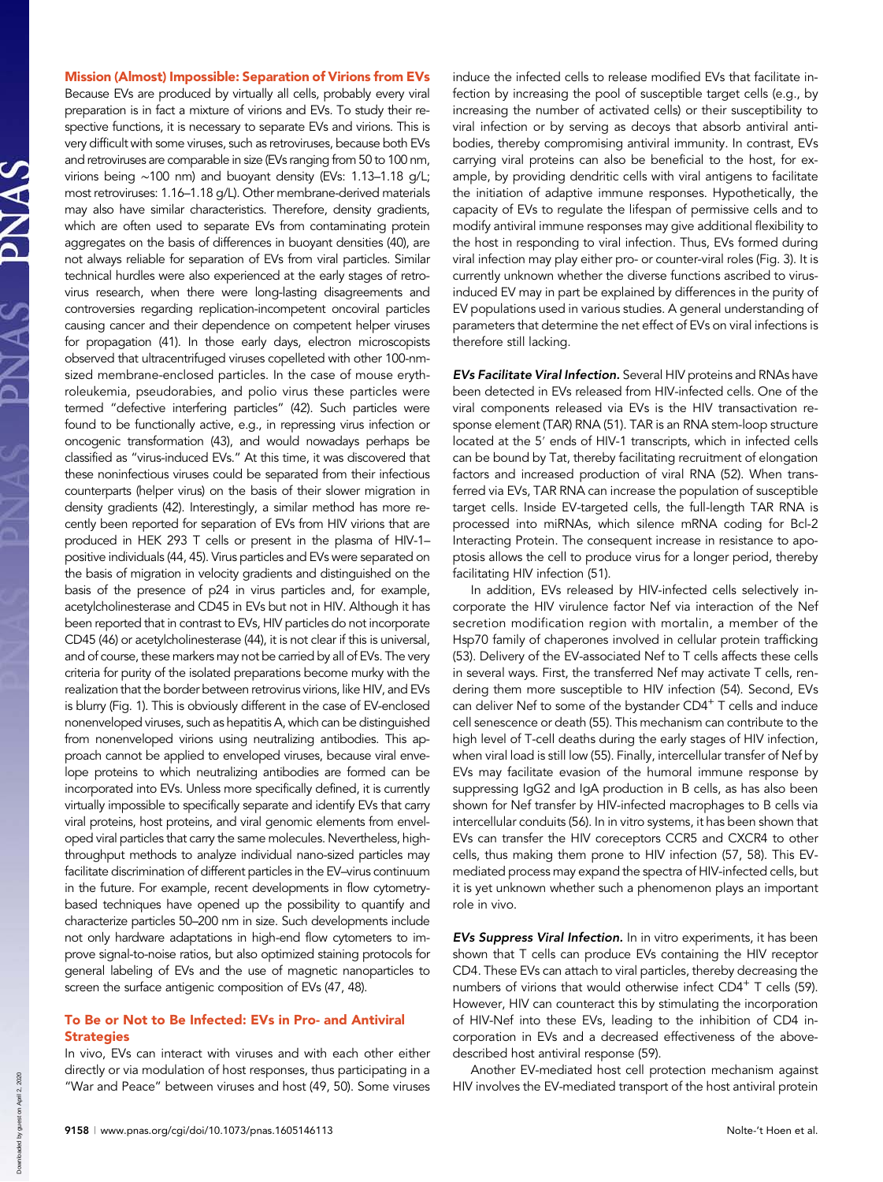## Mission (Almost) Impossible: Separation of Virions from EVs

Because EVs are produced by virtually all cells, probably every viral preparation is in fact a mixture of virions and EVs. To study their respective functions, it is necessary to separate EVs and virions. This is very difficult with some viruses, such as retroviruses, because both EVs and retroviruses are comparable in size (EVs ranging from 50 to 100 nm, virions being ∼100 nm) and buoyant density (EVs: 1.13–1.18 g/L; most retroviruses: 1.16–1.18 g/L). Other membrane-derived materials may also have similar characteristics. Therefore, density gradients, which are often used to separate EVs from contaminating protein aggregates on the basis of differences in buoyant densities (40), are not always reliable for separation of EVs from viral particles. Similar technical hurdles were also experienced at the early stages of retrovirus research, when there were long-lasting disagreements and controversies regarding replication-incompetent oncoviral particles causing cancer and their dependence on competent helper viruses for propagation (41). In those early days, electron microscopists observed that ultracentrifuged viruses copelleted with other 100-nm-sized membrane-enclosed particles. In the case of mouse erythroleukemia, pseudorabies, and polio virus these particles were termed "defective interfering particles" (42). Such particles were found to be functionally active, e.g., in repressing virus infection or oncogenic transformation (43), and would nowadays perhaps be classified as "virus-induced EVs." At this time, it was discovered that these noninfectious viruses could be separated from their infectious counterparts (helper virus) on the basis of their slower migration in density gradients (42). Interestingly, a similar method has more recently been reported for separation of EVs from HIV virions that are produced in HEK 293 T cells or present in the plasma of HIV-1–positive individuals (44, 45). Virus particles and EVs were separated on the basis of migration in velocity gradients and distinguished on the basis of the presence of p24 in virus particles and, for example, acetylcholinesterase and CD45 in EVs but not in HIV. Although it has been reported that in contrast to EVs, HIV particles do not incorporate CD45 (46) or acetylcholinesterase (44), it is not clear if this is universal, and of course, these markers may not be carried by all of EVs. The very criteria for purity of the isolated preparations become murky with the realization that the border between retrovirus virions, like HIV, and EVs is blurry (Fig. 1). This is obviously different in the case of EV-enclosed nonenveloped viruses, such as hepatitis A, which can be distinguished from nonenveloped virions using neutralizing antibodies. This approach cannot be applied to enveloped viruses, because viral envelope proteins to which neutralizing antibodies are formed can be incorporated into EVs. Unless more specifically defined, it is currently virtually impossible to specifically separate and identify EVs that carry viral proteins, host proteins, and viral genomic elements from enveloped viral particles that carry the same molecules. Nevertheless, high-throughput methods to analyze individual nano-sized particles may facilitate discrimination of different particles in the EV–virus continuum in the future. For example, recent developments in flow cytometry-based techniques have opened up the possibility to quantify and characterize particles 50–200 nm in size. Such developments include not only hardware adaptations in high-end flow cytometers to improve signal-to-noise ratios, but also optimized staining protocols for general labeling of EVs and the use of magnetic nanoparticles to screen the surface antigenic composition of EVs (47, 48).

## To Be or Not to Be Infected: EVs in Pro- and Antiviral Strategies

In vivo, EVs can interact with viruses and with each other either directly or via modulation of host responses, thus participating in a "War and Peace" between viruses and host (49, 50). Some viruses induce the infected cells to release modified EVs that facilitate infection by increasing the pool of susceptible target cells (e.g., by increasing the number of activated cells) or their susceptibility to viral infection or by serving as decoys that absorb antiviral antibodies, thereby compromising antiviral immunity. In contrast, EVs carrying viral proteins can also be beneficial to the host, for example, by providing dendritic cells with viral antigens to facilitate the initiation of adaptive immune responses. Hypothetically, the capacity of EVs to regulate the lifespan of permissive cells and to modify antiviral immune responses may give additional flexibility to the host in responding to viral infection. Thus, EVs formed during viral infection may play either pro- or counter-viral roles (Fig. 3). It is currently unknown whether the diverse functions ascribed to virus-induced EV may in part be explained by differences in the purity of EV populations used in various studies. A general understanding of parameters that determine the net effect of EVs on viral infections is therefore still lacking.

***EVs Facilitate Viral Infection.*** Several HIV proteins and RNAs have been detected in EVs released from HIV-infected cells. One of the viral components released via EVs is the HIV transactivation response element (TAR) RNA (51). TAR is an RNA stem-loop structure located at the 5′ ends of HIV-1 transcripts, which in infected cells can be bound by Tat, thereby facilitating recruitment of elongation factors and increased production of viral RNA (52). When transferred via EVs, TAR RNA can increase the population of susceptible target cells. Inside EV-targeted cells, the full-length TAR RNA is processed into miRNAs, which silence mRNA coding for Bcl-2 Interacting Protein. The consequent increase in resistance to apoptosis allows the cell to produce virus for a longer period, thereby facilitating HIV infection (51).

In addition, EVs released by HIV-infected cells selectively incorporate the HIV virulence factor Nef via interaction of the Nef secretion modification region with mortalin, a member of the Hsp70 family of chaperones involved in cellular protein trafficking (53). Delivery of the EV-associated Nef to T cells affects these cells in several ways. First, the transferred Nef may activate T cells, rendering them more susceptible to HIV infection (54). Second, EVs can deliver Nef to some of the bystander CD4$^+$ T cells and induce cell senescence or death (55). This mechanism can contribute to the high level of T-cell deaths during the early stages of HIV infection, when viral load is still low (55). Finally, intercellular transfer of Nef by EVs may facilitate evasion of the humoral immune response by suppressing IgG2 and IgA production in B cells, as has also been shown for Nef transfer by HIV-infected macrophages to B cells via intercellular conduits (56). In in vitro systems, it has been shown that EVs can transfer the HIV coreceptors CCR5 and CXCR4 to other cells, thus making them prone to HIV infection (57, 58). This EV-mediated process may expand the spectra of HIV-infected cells, but it is yet unknown whether such a phenomenon plays an important role in vivo.

***EVs Suppress Viral Infection.*** In in vitro experiments, it has been shown that T cells can produce EVs containing the HIV receptor CD4. These EVs can attach to viral particles, thereby decreasing the numbers of virions that would otherwise infect CD4$^+$ T cells (59). However, HIV can counteract this by stimulating the incorporation of HIV-Nef into these EVs, leading to the inhibition of CD4 incorporation in EVs and a decreased effectiveness of the above-described host antiviral response (59).

Another EV-mediated host cell protection mechanism against HIV involves the EV-mediated transport of the host antiviral protein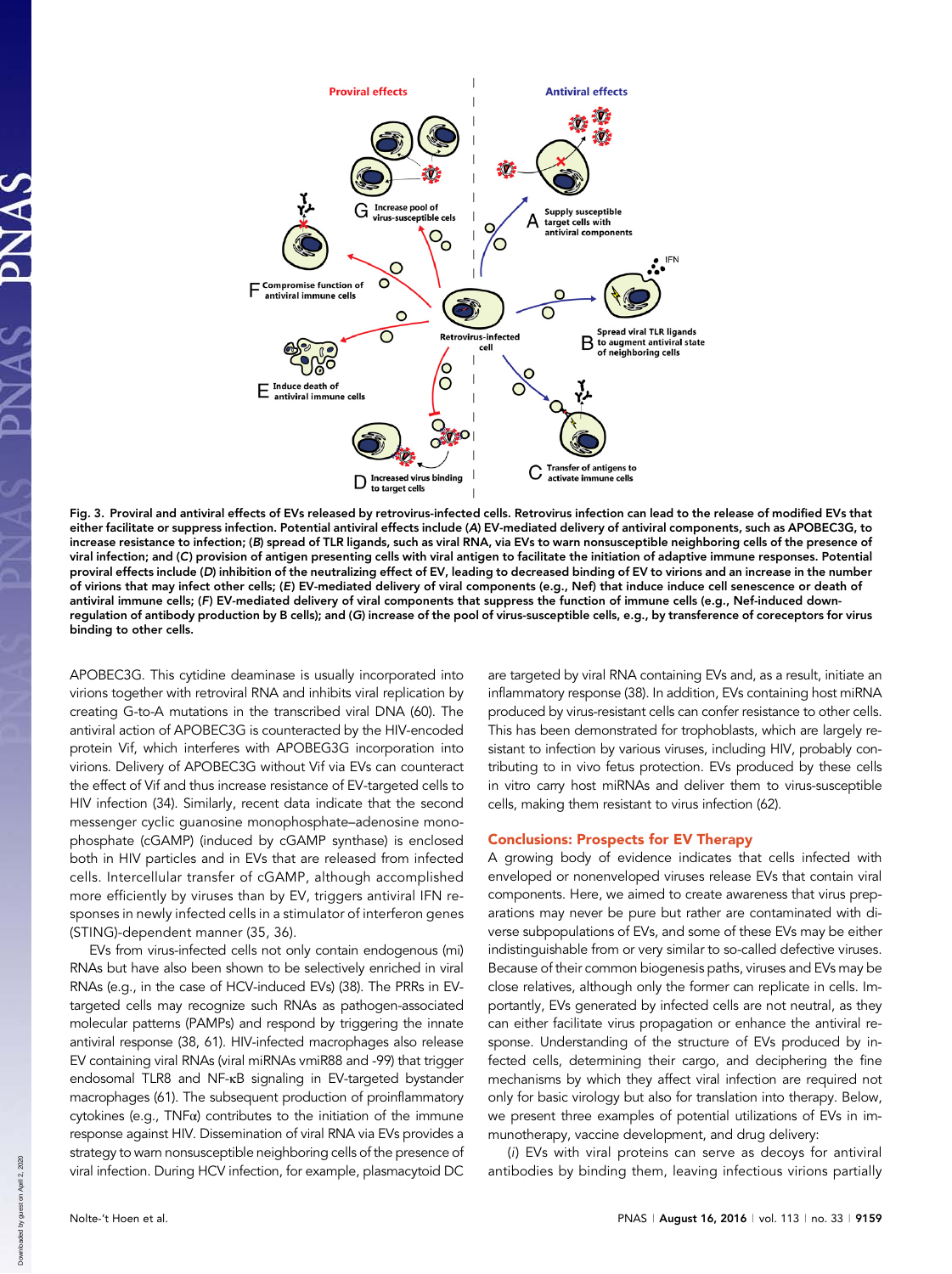Fig. 3. Proviral and antiviral effects of EVs released by retrovirus-infected cells. Retrovirus infection can lead to the release of modified EVs that either facilitate or suppress infection. Potential antiviral effects include (*A*) EV-mediated delivery of antiviral components, such as APOBEC3G, to increase resistance to infection; (*B*) spread of TLR ligands, such as viral RNA, via EVs to warn nonsusceptible neighboring cells of the presence of viral infection; and (*C*) provision of antigen presenting cells with viral antigen to facilitate the initiation of adaptive immune responses. Potential proviral effects include (*D*) inhibition of the neutralizing effect of EV, leading to decreased binding of EV to virions and an increase in the number of virions that may infect other cells; (*E*) EV-mediated delivery of viral components (e.g., Nef) that induce induce cell senescence or death of antiviral immune cells; (*F*) EV-mediated delivery of viral components that suppress the function of immune cells (e.g., Nef-induced down-regulation of antibody production by B cells); and (*G*) increase of the pool of virus-susceptible cells, e.g., by transference of coreceptors for virus binding to other cells.

APOBEC3G. This cytidine deaminase is usually incorporated into virions together with retroviral RNA and inhibits viral replication by creating G-to-A mutations in the transcribed viral DNA (60). The antiviral action of APOBEC3G is counteracted by the HIV-encoded protein Vif, which interferes with APOBEG3G incorporation into virions. Delivery of APOBEC3G without Vif via EVs can counteract the effect of Vif and thus increase resistance of EV-targeted cells to HIV infection (34). Similarly, recent data indicate that the second messenger cyclic guanosine monophosphate–adenosine monophosphate (cGAMP) (induced by cGAMP synthase) is enclosed both in HIV particles and in EVs that are released from infected cells. Intercellular transfer of cGAMP, although accomplished more efficiently by viruses than by EV, triggers antiviral IFN responses in newly infected cells in a stimulator of interferon genes (STING)-dependent manner (35, 36).

EVs from virus-infected cells not only contain endogenous (mi) RNAs but have also been shown to be selectively enriched in viral RNAs (e.g., in the case of HCV-induced EVs) (38). The PRRs in EV-targeted cells may recognize such RNAs as pathogen-associated molecular patterns (PAMPs) and respond by triggering the innate antiviral response (38, 61). HIV-infected macrophages also release EV containing viral RNAs (viral miRNAs vmiR88 and -99) that trigger endosomal TLR8 and NF-κB signaling in EV-targeted bystander macrophages (61). The subsequent production of proinflammatory cytokines (e.g., TNFα) contributes to the initiation of the immune response against HIV. Dissemination of viral RNA via EVs provides a strategy to warn nonsusceptible neighboring cells of the presence of viral infection. During HCV infection, for example, plasmacytoid DC are targeted by viral RNA containing EVs and, as a result, initiate an inflammatory response (38). In addition, EVs containing host miRNA produced by virus-resistant cells can confer resistance to other cells. This has been demonstrated for trophoblasts, which are largely resistant to infection by various viruses, including HIV, probably contributing to in vivo fetus protection. EVs produced by these cells in vitro carry host miRNAs and deliver them to virus-susceptible cells, making them resistant to virus infection (62).

## Conclusions: Prospects for EV Therapy

A growing body of evidence indicates that cells infected with enveloped or nonenveloped viruses release EVs that contain viral components. Here, we aimed to create awareness that virus preparations may never be pure but rather are contaminated with diverse subpopulations of EVs, and some of these EVs may be either indistinguishable from or very similar to so-called defective viruses. Because of their common biogenesis paths, viruses and EVs may be close relatives, although only the former can replicate in cells. Importantly, EVs generated by infected cells are not neutral, as they can either facilitate virus propagation or enhance the antiviral response. Understanding of the structure of EVs produced by infected cells, determining their cargo, and deciphering the fine mechanisms by which they affect viral infection are required not only for basic virology but also for translation into therapy. Below, we present three examples of potential utilizations of EVs in immunotherapy, vaccine development, and drug delivery:

(*i*) EVs with viral proteins can serve as decoys for antiviral antibodies by binding them, leaving infectious virions partially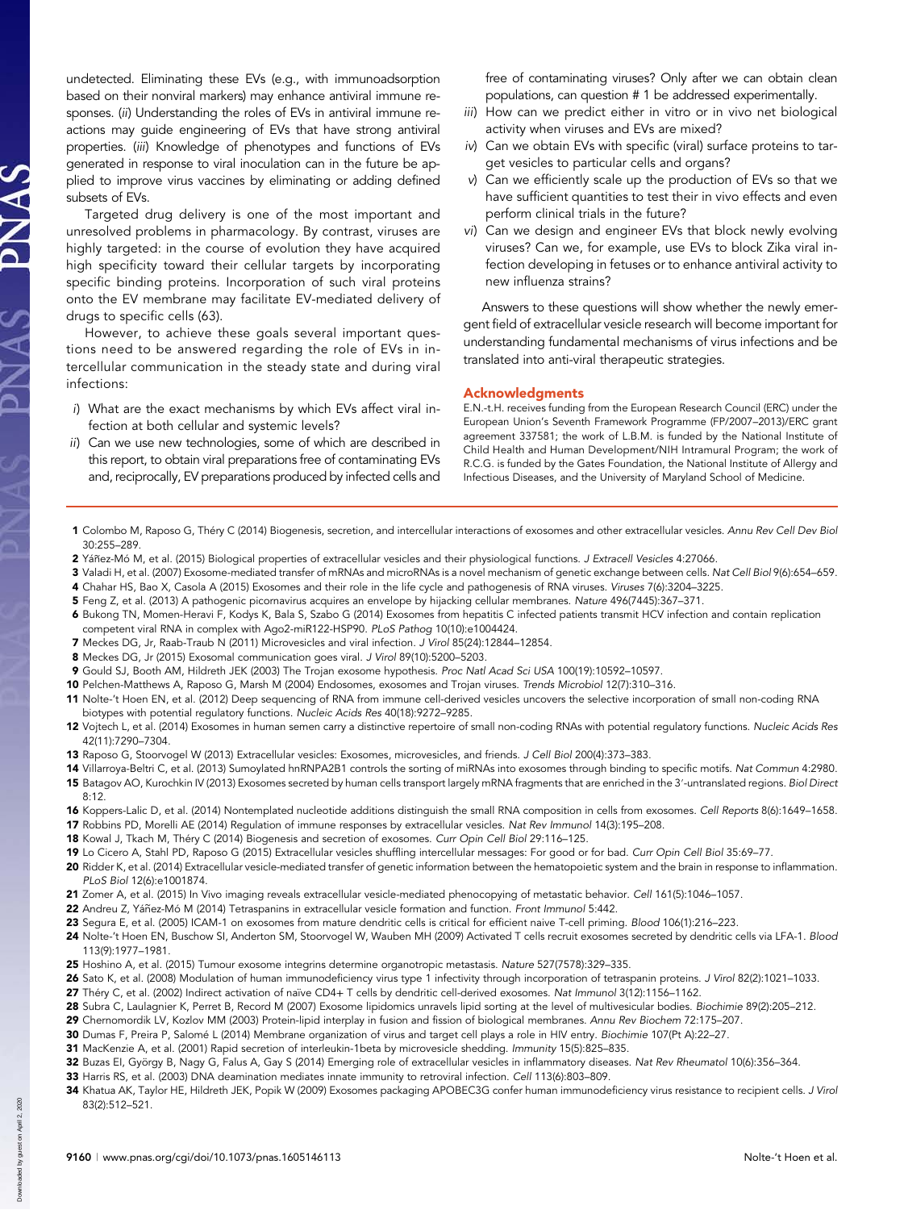undetected. Eliminating these EVs (e.g., with immunoadsorption based on their nonviral markers) may enhance antiviral immune responses. (*ii*) Understanding the roles of EVs in antiviral immune reactions may guide engineering of EVs that have strong antiviral properties. (*iii*) Knowledge of phenotypes and functions of EVs generated in response to viral inoculation can in the future be applied to improve virus vaccines by eliminating or adding defined subsets of EVs.

Targeted drug delivery is one of the most important and unresolved problems in pharmacology. By contrast, viruses are highly targeted: in the course of evolution they have acquired high specificity toward their cellular targets by incorporating specific binding proteins. Incorporation of such viral proteins onto the EV membrane may facilitate EV-mediated delivery of drugs to specific cells (63).

However, to achieve these goals several important questions need to be answered regarding the role of EVs in intercellular communication in the steady state and during viral infections:

*i*) What are the exact mechanisms by which EVs affect viral infection at both cellular and systemic levels?

*ii*) Can we use new technologies, some of which are described in this report, to obtain viral preparations free of contaminating EVs and, reciprocally, EV preparations produced by infected cells and free of contaminating viruses? Only after we can obtain clean populations, can question # 1 be addressed experimentally.

*iii*) How can we predict either in vitro or in vivo net biological activity when viruses and EVs are mixed?

*iv*) Can we obtain EVs with specific (viral) surface proteins to target vesicles to particular cells and organs?

*v*) Can we efficiently scale up the production of EVs so that we have sufficient quantities to test their in vivo effects and even perform clinical trials in the future?

*vi*) Can we design and engineer EVs that block newly evolving viruses? Can we, for example, use EVs to block Zika viral infection developing in fetuses or to enhance antiviral activity to new influenza strains?

Answers to these questions will show whether the newly emergent field of extracellular vesicle research will become important for understanding fundamental mechanisms of virus infections and be translated into anti-viral therapeutic strategies.

## Acknowledgments

E.N.-t.H. receives funding from the European Research Council (ERC) under the European Union's Seventh Framework Programme (FP/2007–2013)/ERC grant agreement 337581; the work of L.B.M. is funded by the National Institute of Child Health and Human Development/NIH Intramural Program; the work of R.C.G. is funded by the Gates Foundation, the National Institute of Allergy and Infectious Diseases, and the University of Maryland School of Medicine.

1 Colombo M, Raposo G, Théry C (2014) Biogenesis, secretion, and intercellular interactions of exosomes and other extracellular vesicles. *Annu Rev Cell Dev Biol* 30:255–289.
2 Yáñez-Mó M, et al. (2015) Biological properties of extracellular vesicles and their physiological functions. *J Extracell Vesicles* 4:27066.
3 Valadi H, et al. (2007) Exosome-mediated transfer of mRNAs and microRNAs is a novel mechanism of genetic exchange between cells. *Nat Cell Biol* 9(6):654–659.
4 Chahar HS, Bao X, Casola A (2015) Exosomes and their role in the life cycle and pathogenesis of RNA viruses. *Viruses* 7(6):3204–3225.
5 Feng Z, et al. (2013) A pathogenic picornavirus acquires an envelope by hijacking cellular membranes. *Nature* 496(7445):367–371.
6 Bukong TN, Momen-Heravi F, Kodys K, Bala S, Szabo G (2014) Exosomes from hepatitis C infected patients transmit HCV infection and contain replication competent viral RNA in complex with Ago2-miR122-HSP90. *PLoS Pathog* 10(10):e1004424.
7 Meckes DG, Jr, Raab-Traub N (2011) Microvesicles and viral infection. *J Virol* 85(24):12844–12854.
8 Meckes DG, Jr (2015) Exosomal communication goes viral. *J Virol* 89(10):5200–5203.
9 Gould SJ, Booth AM, Hildreth JEK (2003) The Trojan exosome hypothesis. *Proc Natl Acad Sci USA* 100(19):10592–10597.
10 Pelchen-Matthews A, Raposo G, Marsh M (2004) Endosomes, exosomes and Trojan viruses. *Trends Microbiol* 12(7):310–316.
11 Nolte-'t Hoen EN, et al. (2012) Deep sequencing of RNA from immune cell-derived vesicles uncovers the selective incorporation of small non-coding RNA biotypes with potential regulatory functions. *Nucleic Acids Res* 40(18):9272–9285.
12 Vojtech L, et al. (2014) Exosomes in human semen carry a distinctive repertoire of small non-coding RNAs with potential regulatory functions. *Nucleic Acids Res* 42(11):7290–7304.
13 Raposo G, Stoorvogel W (2013) Extracellular vesicles: Exosomes, microvesicles, and friends. *J Cell Biol* 200(4):373–383.
14 Villarroya-Beltri C, et al. (2013) Sumoylated hnRNPA2B1 controls the sorting of miRNAs into exosomes through binding to specific motifs. *Nat Commun* 4:2980.
15 Batagov AO, Kurochkin IV (2013) Exosomes secreted by human cells transport largely mRNA fragments that are enriched in the 3′-untranslated regions. *Biol Direct* 8:12.
16 Koppers-Lalic D, et al. (2014) Nontemplated nucleotide additions distinguish the small RNA composition in cells from exosomes. *Cell Reports* 8(6):1649–1658.
17 Robbins PD, Morelli AE (2014) Regulation of immune responses by extracellular vesicles. *Nat Rev Immunol* 14(3):195–208.
18 Kowal J, Tkach M, Théry C (2014) Biogenesis and secretion of exosomes. *Curr Opin Cell Biol* 29:116–125.
19 Lo Cicero A, Stahl PD, Raposo G (2015) Extracellular vesicles shuffling intercellular messages: For good or for bad. *Curr Opin Cell Biol* 35:69–77.
20 Ridder K, et al. (2014) Extracellular vesicle-mediated transfer of genetic information between the hematopoietic system and the brain in response to inflammation. *PLoS Biol* 12(6):e1001874.
21 Zomer A, et al. (2015) In Vivo imaging reveals extracellular vesicle-mediated phenocopying of metastatic behavior. *Cell* 161(5):1046–1057.
22 Andreu Z, Yáñez-Mó M (2014) Tetraspanins in extracellular vesicle formation and function. *Front Immunol* 5:442.
23 Segura E, et al. (2005) ICAM-1 on exosomes from mature dendritic cells is critical for efficient naive T-cell priming. *Blood* 106(1):216–223.
24 Nolte-'t Hoen EN, Buschow SI, Anderton SM, Stoorvogel W, Wauben MH (2009) Activated T cells recruit exosomes secreted by dendritic cells via LFA-1. *Blood* 113(9):1977–1981.
25 Hoshino A, et al. (2015) Tumour exosome integrins determine organotropic metastasis. *Nature* 527(7578):329–335.
26 Sato K, et al. (2008) Modulation of human immunodeficiency virus type 1 infectivity through incorporation of tetraspanin proteins. *J Virol* 82(2):1021–1033.
27 Théry C, et al. (2002) Indirect activation of naïve CD4+ T cells by dendritic cell-derived exosomes. *Nat Immunol* 3(12):1156–1162.
28 Subra C, Laulagnier K, Perret B, Record M (2007) Exosome lipidomics unravels lipid sorting at the level of multivesicular bodies. *Biochimie* 89(2):205–212.
29 Chernomordik LV, Kozlov MM (2003) Protein-lipid interplay in fusion and fission of biological membranes. *Annu Rev Biochem* 72:175–207.
30 Dumas F, Preira P, Salomé L (2014) Membrane organization of virus and target cell plays a role in HIV entry. *Biochimie* 107(Pt A):22–27.
31 MacKenzie A, et al. (2001) Rapid secretion of interleukin-1beta by microvesicle shedding. *Immunity* 15(5):825–835.
32 Buzas EI, György B, Nagy G, Falus A, Gay S (2014) Emerging role of extracellular vesicles in inflammatory diseases. *Nat Rev Rheumatol* 10(6):356–364.
33 Harris RS, et al. (2003) DNA deamination mediates innate immunity to retroviral infection. *Cell* 113(6):803–809.
34 Khatua AK, Taylor HE, Hildreth JEK, Popik W (2009) Exosomes packaging APOBEC3G confer human immunodeficiency virus resistance to recipient cells. *J Virol* 83(2):512–521.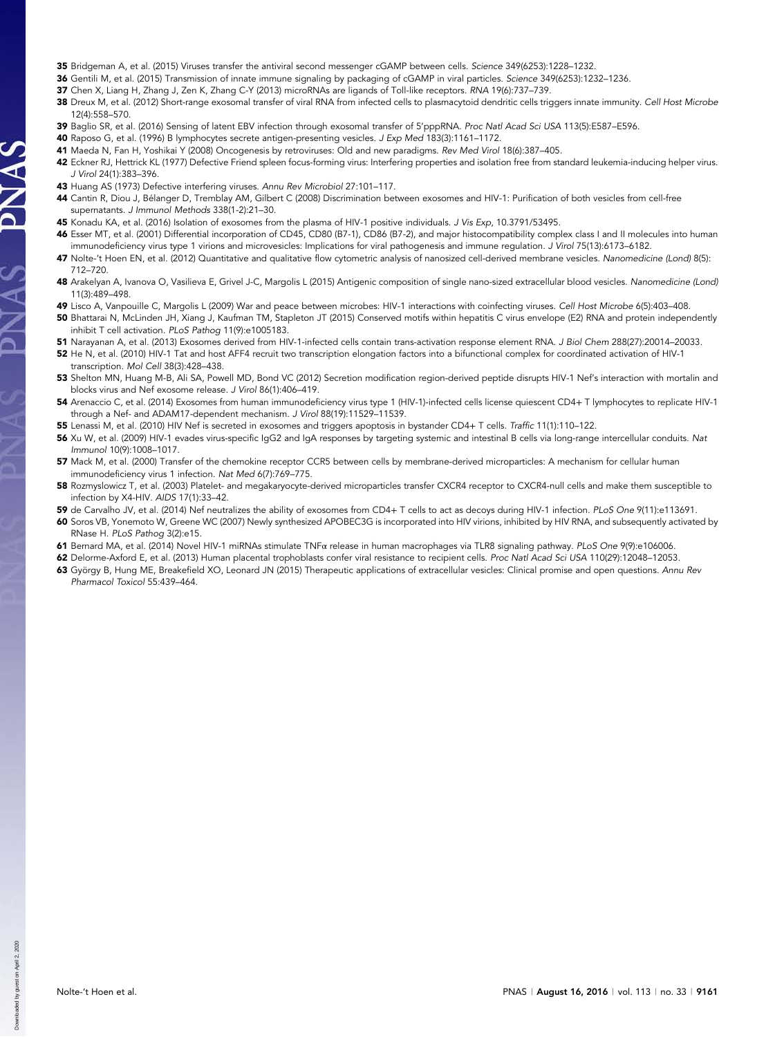35 Bridgeman A, et al. (2015) Viruses transfer the antiviral second messenger cGAMP between cells. *Science* 349(6253):1228–1232.

36 Gentili M, et al. (2015) Transmission of innate immune signaling by packaging of cGAMP in viral particles. *Science* 349(6253):1232–1236.

37 Chen X, Liang H, Zhang J, Zen K, Zhang C-Y (2013) microRNAs are ligands of Toll-like receptors. *RNA* 19(6):737–739.

38 Dreux M, et al. (2012) Short-range exosomal transfer of viral RNA from infected cells to plasmacytoid dendritic cells triggers innate immunity. *Cell Host Microbe* 12(4):558–570.

39 Baglio SR, et al. (2016) Sensing of latent EBV infection through exosomal transfer of 5′pppRNA. *Proc Natl Acad Sci USA* 113(5):E587–E596.

40 Raposo G, et al. (1996) B lymphocytes secrete antigen-presenting vesicles. *J Exp Med* 183(3):1161–1172.

41 Maeda N, Fan H, Yoshikai Y (2008) Oncogenesis by retroviruses: Old and new paradigms. *Rev Med Virol* 18(6):387–405.

42 Eckner RJ, Hettrick KL (1977) Defective Friend spleen focus-forming virus: Interfering properties and isolation free from standard leukemia-inducing helper virus. *J Virol* 24(1):383–396.

43 Huang AS (1973) Defective interfering viruses. *Annu Rev Microbiol* 27:101–117.

44 Cantin R, Diou J, Bélanger D, Tremblay AM, Gilbert C (2008) Discrimination between exosomes and HIV-1: Purification of both vesicles from cell-free supernatants. *J Immunol Methods* 338(1-2):21–30.

45 Konadu KA, et al. (2016) Isolation of exosomes from the plasma of HIV-1 positive individuals. *J Vis Exp*, 10.3791/53495.

46 Esser MT, et al. (2001) Differential incorporation of CD45, CD80 (B7-1), CD86 (B7-2), and major histocompatibility complex class I and II molecules into human immunodeficiency virus type 1 virions and microvesicles: Implications for viral pathogenesis and immune regulation. *J Virol* 75(13):6173–6182.

47 Nolte-'t Hoen EN, et al. (2012) Quantitative and qualitative flow cytometric analysis of nanosized cell-derived membrane vesicles. *Nanomedicine (Lond)* 8(5): 712–720.

48 Arakelyan A, Ivanova O, Vasilieva E, Grivel J-C, Margolis L (2015) Antigenic composition of single nano-sized extracellular blood vesicles. *Nanomedicine (Lond)* 11(3):489–498.

49 Lisco A, Vanpouille C, Margolis L (2009) War and peace between microbes: HIV-1 interactions with coinfecting viruses. *Cell Host Microbe* 6(5):403–408.

50 Bhattarai N, McLinden JH, Xiang J, Kaufman TM, Stapleton JT (2015) Conserved motifs within hepatitis C virus envelope (E2) RNA and protein independently inhibit T cell activation. *PLoS Pathog* 11(9):e1005183.

51 Narayanan A, et al. (2013) Exosomes derived from HIV-1-infected cells contain trans-activation response element RNA. *J Biol Chem* 288(27):20014–20033.

52 He N, et al. (2010) HIV-1 Tat and host AFF4 recruit two transcription elongation factors into a bifunctional complex for coordinated activation of HIV-1 transcription. *Mol Cell* 38(3):428–438.

53 Shelton MN, Huang M-B, Ali SA, Powell MD, Bond VC (2012) Secretion modification region-derived peptide disrupts HIV-1 Nef's interaction with mortalin and blocks virus and Nef exosome release. *J Virol* 86(1):406–419.

54 Arenaccio C, et al. (2014) Exosomes from human immunodeficiency virus type 1 (HIV-1)-infected cells license quiescent CD4+ T lymphocytes to replicate HIV-1 through a Nef- and ADAM17-dependent mechanism. *J Virol* 88(19):11529–11539.

55 Lenassi M, et al. (2010) HIV Nef is secreted in exosomes and triggers apoptosis in bystander CD4+ T cells. *Traffic* 11(1):110–122.

56 Xu W, et al. (2009) HIV-1 evades virus-specific IgG2 and IgA responses by targeting systemic and intestinal B cells via long-range intercellular conduits. *Nat Immunol* 10(9):1008–1017.

57 Mack M, et al. (2000) Transfer of the chemokine receptor CCR5 between cells by membrane-derived microparticles: A mechanism for cellular human immunodeficiency virus 1 infection. *Nat Med* 6(7):769–775.

58 Rozmyslowicz T, et al. (2003) Platelet- and megakaryocyte-derived microparticles transfer CXCR4 receptor to CXCR4-null cells and make them susceptible to infection by X4-HIV. *AIDS* 17(1):33–42.

59 de Carvalho JV, et al. (2014) Nef neutralizes the ability of exosomes from CD4+ T cells to act as decoys during HIV-1 infection. *PLoS One* 9(11):e113691.

60 Soros VB, Yonemoto W, Greene WC (2007) Newly synthesized APOBEC3G is incorporated into HIV virions, inhibited by HIV RNA, and subsequently activated by RNase H. *PLoS Pathog* 3(2):e15.

61 Bernard MA, et al. (2014) Novel HIV-1 miRNAs stimulate TNFα release in human macrophages via TLR8 signaling pathway. *PLoS One* 9(9):e106006.

62 Delorme-Axford E, et al. (2013) Human placental trophoblasts confer viral resistance to recipient cells. *Proc Natl Acad Sci USA* 110(29):12048–12053.

63 György B, Hung ME, Breakefield XO, Leonard JN (2015) Therapeutic applications of extracellular vesicles: Clinical promise and open questions. *Annu Rev Pharmacol Toxicol* 55:439–464.